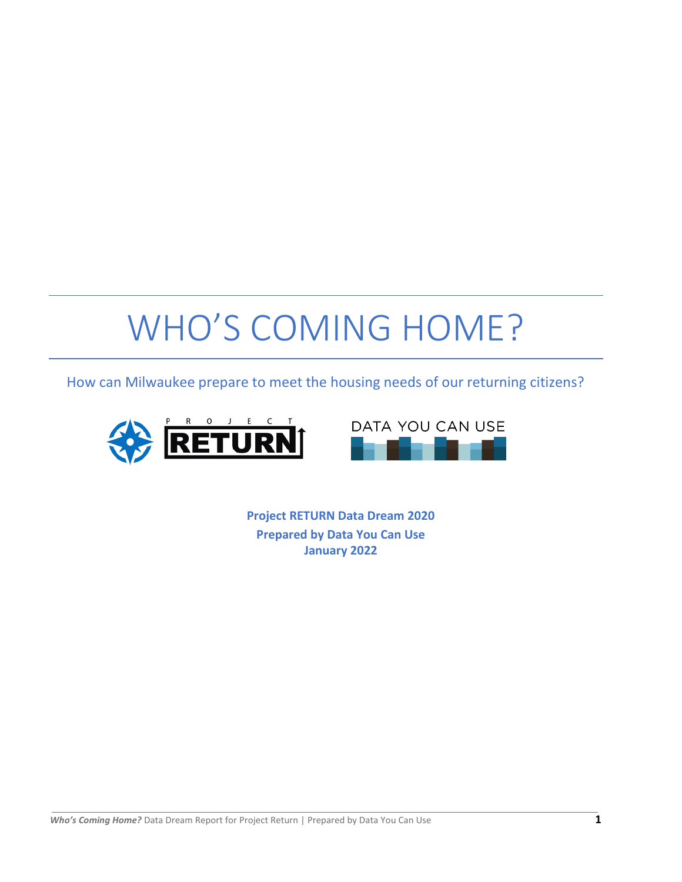# WHO'S COMING HOME?

How can Milwaukee prepare to meet the housing needs of our returning citizens?

**Project RETURN Data Dream 2020**
**Prepared by Data You Can Use**
**January 2022**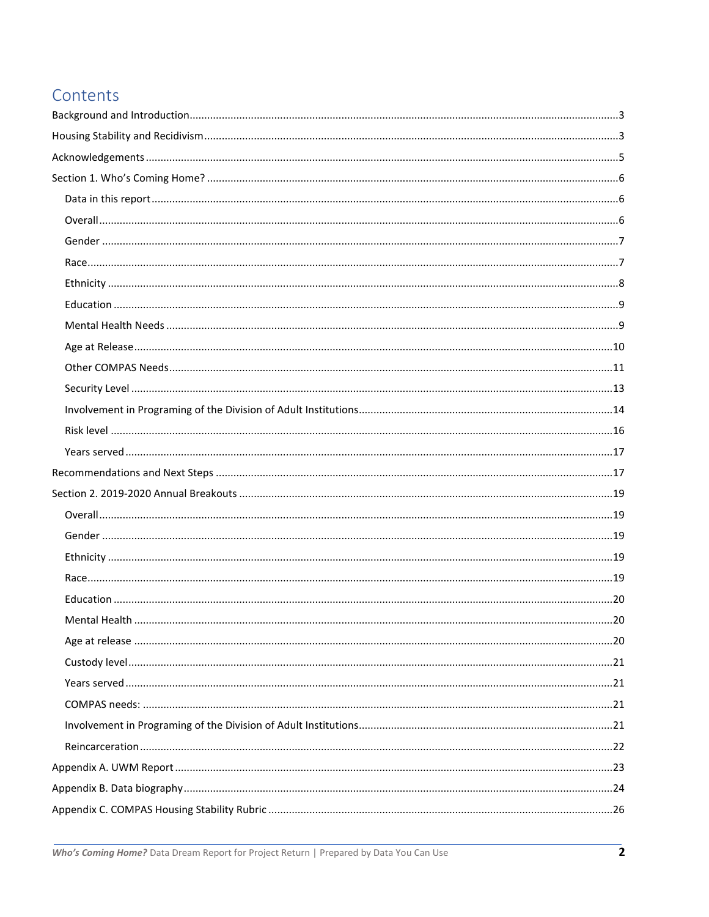# Contents

- Background and Introduction ..... 3
- Housing Stability and Recidivism ..... 3
- Acknowledgements ..... 5
- Section 1. Who's Coming Home? ..... 6
  - Data in this report ..... 6
  - Overall ..... 6
  - Gender ..... 7
  - Race ..... 7
  - Ethnicity ..... 8
  - Education ..... 9
  - Mental Health Needs ..... 9
  - Age at Release ..... 10
  - Other COMPAS Needs ..... 11
  - Security Level ..... 13
  - Involvement in Programing of the Division of Adult Institutions ..... 14
  - Risk level ..... 16
  - Years served ..... 17
- Recommendations and Next Steps ..... 17
- Section 2. 2019-2020 Annual Breakouts ..... 19
  - Overall ..... 19
  - Gender ..... 19
  - Ethnicity ..... 19
  - Race ..... 19
  - Education ..... 20
  - Mental Health ..... 20
  - Age at release ..... 20
  - Custody level ..... 21
  - Years served ..... 21
  - COMPAS needs: ..... 21
  - Involvement in Programing of the Division of Adult Institutions ..... 21
  - Reincarceration ..... 22
- Appendix A. UWM Report ..... 23
- Appendix B. Data biography ..... 24
- Appendix C. COMPAS Housing Stability Rubric ..... 26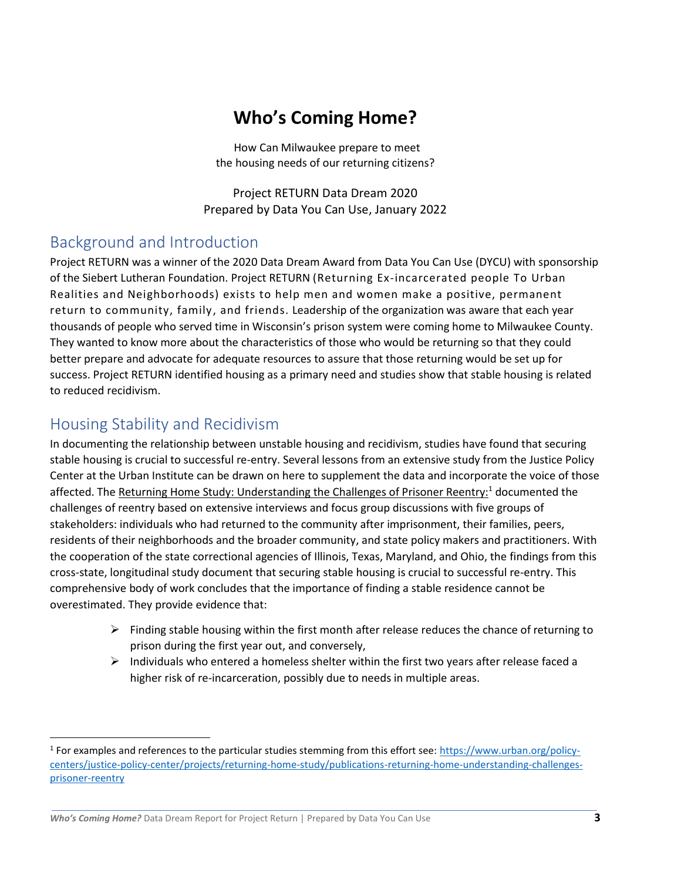# Who's Coming Home?

How Can Milwaukee prepare to meet
the housing needs of our returning citizens?

Project RETURN Data Dream 2020
Prepared by Data You Can Use, January 2022

## Background and Introduction

Project RETURN was a winner of the 2020 Data Dream Award from Data You Can Use (DYCU) with sponsorship of the Siebert Lutheran Foundation. Project RETURN (Returning Ex-incarcerated people To Urban Realities and Neighborhoods) exists to help men and women make a positive, permanent return to community, family, and friends. Leadership of the organization was aware that each year thousands of people who served time in Wisconsin's prison system were coming home to Milwaukee County. They wanted to know more about the characteristics of those who would be returning so that they could better prepare and advocate for adequate resources to assure that those returning would be set up for success. Project RETURN identified housing as a primary need and studies show that stable housing is related to reduced recidivism.

## Housing Stability and Recidivism

In documenting the relationship between unstable housing and recidivism, studies have found that securing stable housing is crucial to successful re-entry. Several lessons from an extensive study from the Justice Policy Center at the Urban Institute can be drawn on here to supplement the data and incorporate the voice of those affected. The Returning Home Study: Understanding the Challenges of Prisoner Reentry:[1] documented the challenges of reentry based on extensive interviews and focus group discussions with five groups of stakeholders: individuals who had returned to the community after imprisonment, their families, peers, residents of their neighborhoods and the broader community, and state policy makers and practitioners. With the cooperation of the state correctional agencies of Illinois, Texas, Maryland, and Ohio, the findings from this cross-state, longitudinal study document that securing stable housing is crucial to successful re-entry. This comprehensive body of work concludes that the importance of finding a stable residence cannot be overestimated. They provide evidence that:

- Finding stable housing within the first month after release reduces the chance of returning to prison during the first year out, and conversely,
- Individuals who entered a homeless shelter within the first two years after release faced a higher risk of re-incarceration, possibly due to needs in multiple areas.

[1] For examples and references to the particular studies stemming from this effort see: https://www.urban.org/policy-centers/justice-policy-center/projects/returning-home-study/publications-returning-home-understanding-challenges-prisoner-reentry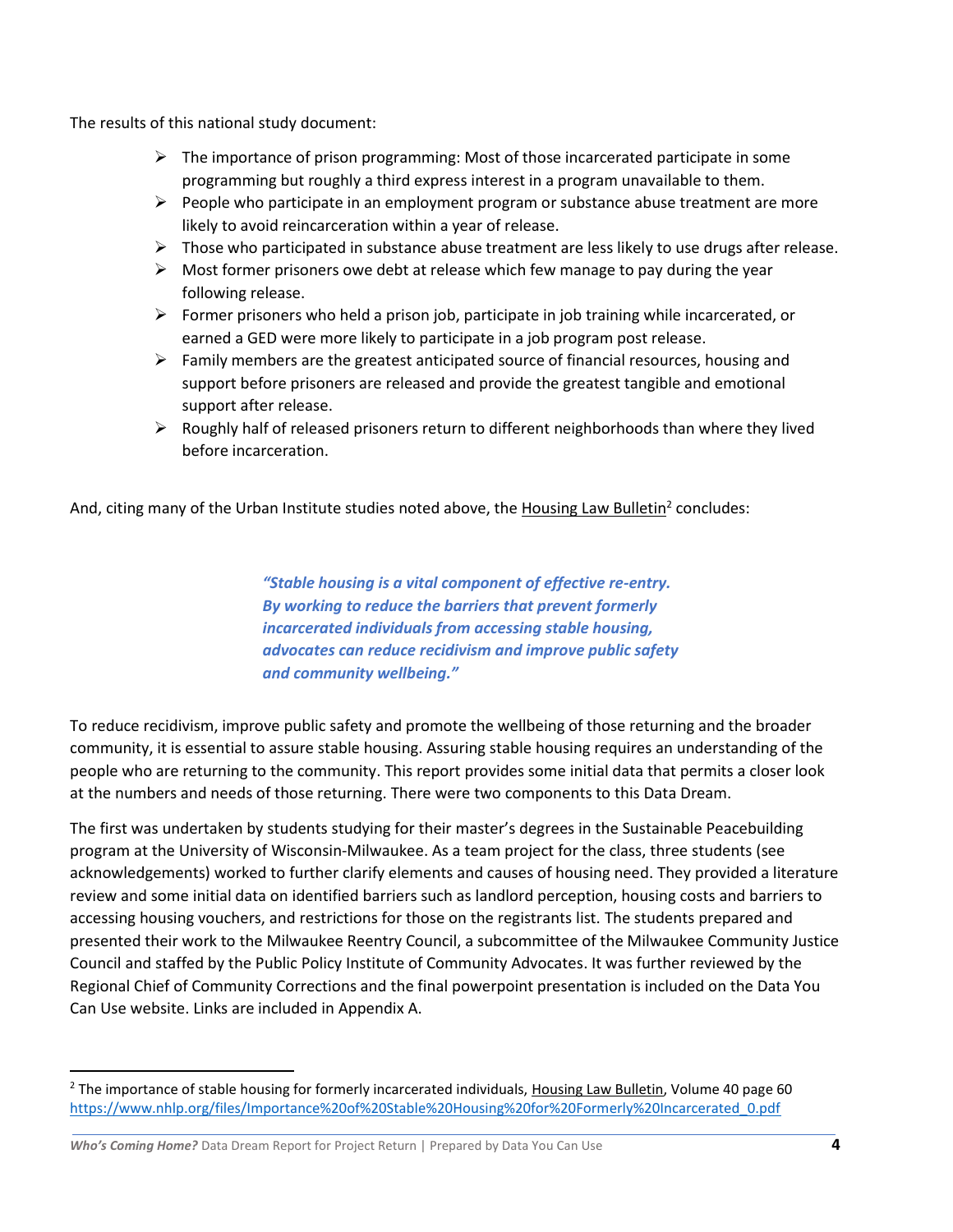The results of this national study document:

- The importance of prison programming: Most of those incarcerated participate in some programming but roughly a third express interest in a program unavailable to them.
- People who participate in an employment program or substance abuse treatment are more likely to avoid reincarceration within a year of release.
- Those who participated in substance abuse treatment are less likely to use drugs after release.
- Most former prisoners owe debt at release which few manage to pay during the year following release.
- Former prisoners who held a prison job, participate in job training while incarcerated, or earned a GED were more likely to participate in a job program post release.
- Family members are the greatest anticipated source of financial resources, housing and support before prisoners are released and provide the greatest tangible and emotional support after release.
- Roughly half of released prisoners return to different neighborhoods than where they lived before incarceration.

And, citing many of the Urban Institute studies noted above, the Housing Law Bulletin[2] concludes:

> ***"Stable housing is a vital component of effective re-entry. By working to reduce the barriers that prevent formerly incarcerated individuals from accessing stable housing, advocates can reduce recidivism and improve public safety and community wellbeing."***

To reduce recidivism, improve public safety and promote the wellbeing of those returning and the broader community, it is essential to assure stable housing. Assuring stable housing requires an understanding of the people who are returning to the community. This report provides some initial data that permits a closer look at the numbers and needs of those returning. There were two components to this Data Dream.

The first was undertaken by students studying for their master's degrees in the Sustainable Peacebuilding program at the University of Wisconsin-Milwaukee. As a team project for the class, three students (see acknowledgements) worked to further clarify elements and causes of housing need. They provided a literature review and some initial data on identified barriers such as landlord perception, housing costs and barriers to accessing housing vouchers, and restrictions for those on the registrants list. The students prepared and presented their work to the Milwaukee Reentry Council, a subcommittee of the Milwaukee Community Justice Council and staffed by the Public Policy Institute of Community Advocates. It was further reviewed by the Regional Chief of Community Corrections and the final powerpoint presentation is included on the Data You Can Use website. Links are included in Appendix A.

---

[2] The importance of stable housing for formerly incarcerated individuals, Housing Law Bulletin, Volume 40 page 60 https://www.nhlp.org/files/Importance%20of%20Stable%20Housing%20for%20Formerly%20Incarcerated_0.pdf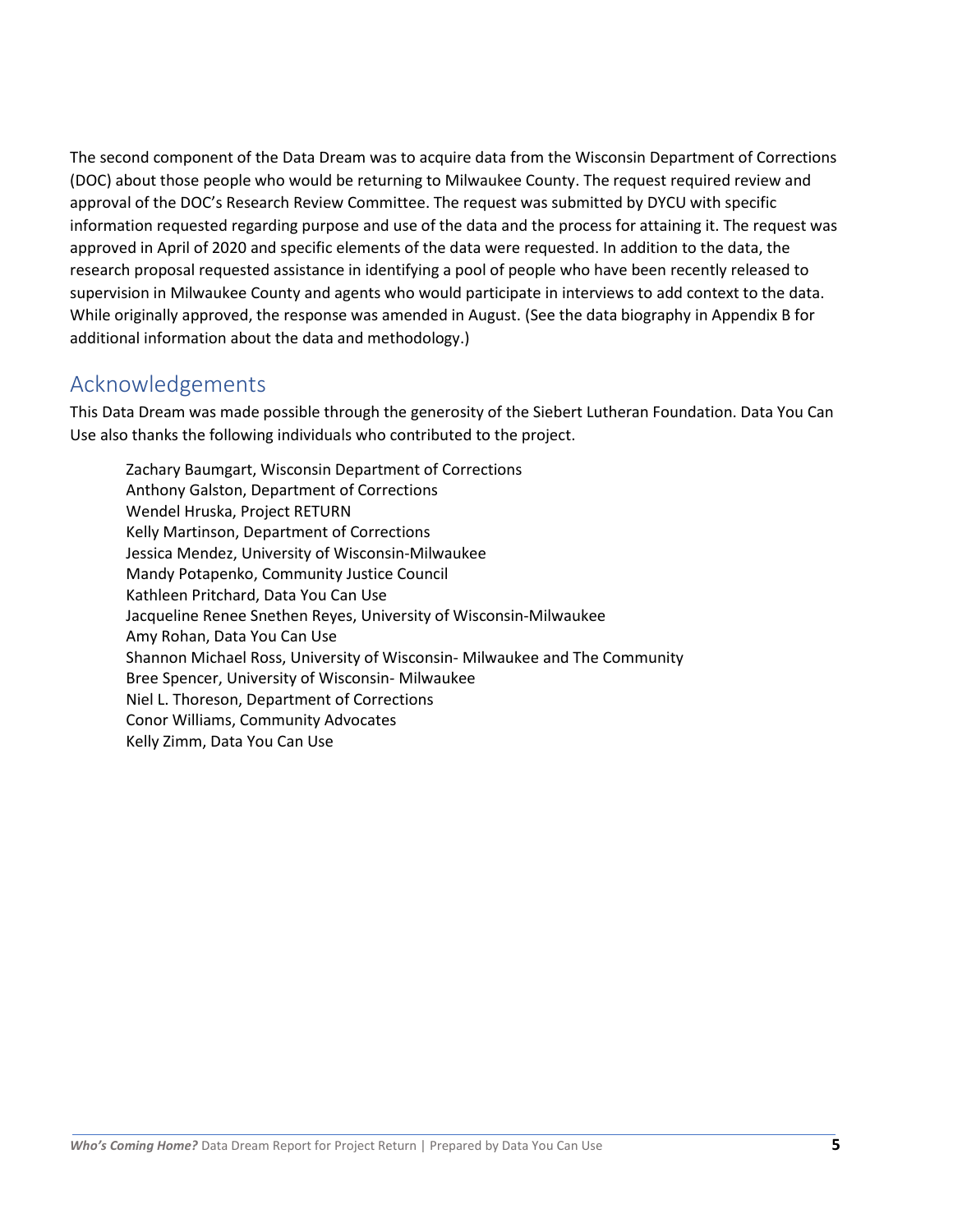The second component of the Data Dream was to acquire data from the Wisconsin Department of Corrections (DOC) about those people who would be returning to Milwaukee County. The request required review and approval of the DOC's Research Review Committee. The request was submitted by DYCU with specific information requested regarding purpose and use of the data and the process for attaining it. The request was approved in April of 2020 and specific elements of the data were requested. In addition to the data, the research proposal requested assistance in identifying a pool of people who have been recently released to supervision in Milwaukee County and agents who would participate in interviews to add context to the data. While originally approved, the response was amended in August. (See the data biography in Appendix B for additional information about the data and methodology.)

## Acknowledgements

This Data Dream was made possible through the generosity of the Siebert Lutheran Foundation. Data You Can Use also thanks the following individuals who contributed to the project.

Zachary Baumgart, Wisconsin Department of Corrections
Anthony Galston, Department of Corrections
Wendel Hruska, Project RETURN
Kelly Martinson, Department of Corrections
Jessica Mendez, University of Wisconsin-Milwaukee
Mandy Potapenko, Community Justice Council
Kathleen Pritchard, Data You Can Use
Jacqueline Renee Snethen Reyes, University of Wisconsin-Milwaukee
Amy Rohan, Data You Can Use
Shannon Michael Ross, University of Wisconsin- Milwaukee and The Community
Bree Spencer, University of Wisconsin- Milwaukee
Niel L. Thoreson, Department of Corrections
Conor Williams, Community Advocates
Kelly Zimm, Data You Can Use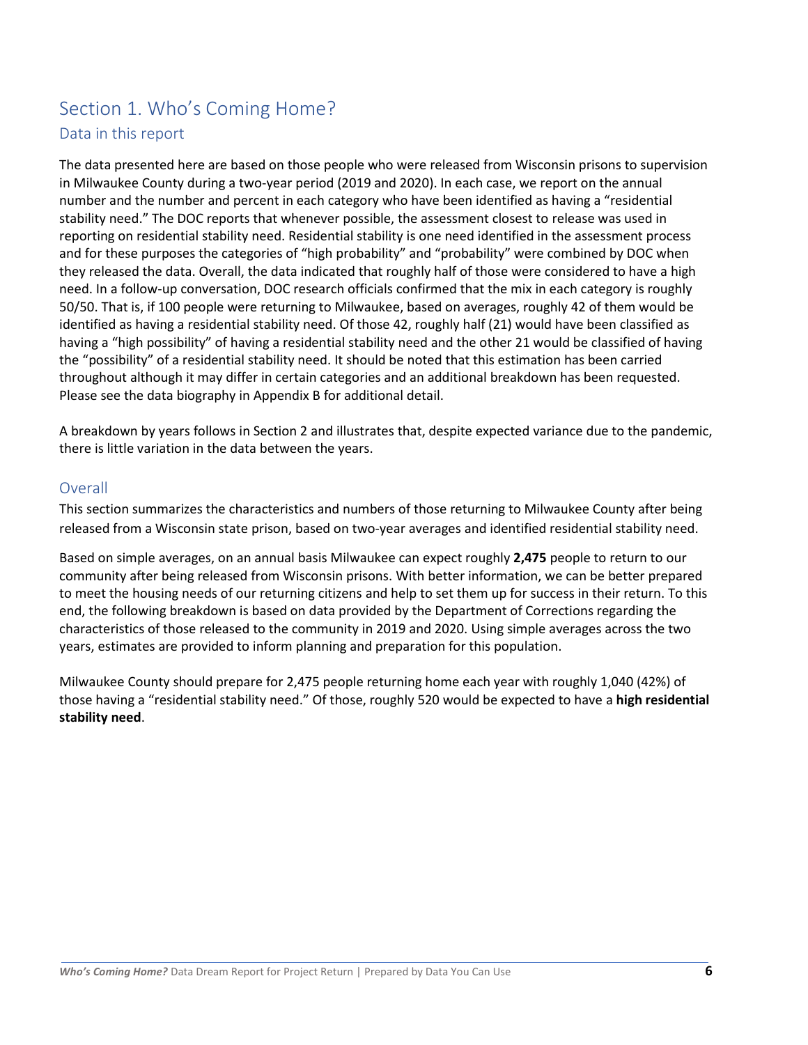# Section 1. Who's Coming Home?

## Data in this report

The data presented here are based on those people who were released from Wisconsin prisons to supervision in Milwaukee County during a two-year period (2019 and 2020). In each case, we report on the annual number and the number and percent in each category who have been identified as having a "residential stability need." The DOC reports that whenever possible, the assessment closest to release was used in reporting on residential stability need. Residential stability is one need identified in the assessment process and for these purposes the categories of "high probability" and "probability" were combined by DOC when they released the data. Overall, the data indicated that roughly half of those were considered to have a high need. In a follow-up conversation, DOC research officials confirmed that the mix in each category is roughly 50/50. That is, if 100 people were returning to Milwaukee, based on averages, roughly 42 of them would be identified as having a residential stability need. Of those 42, roughly half (21) would have been classified as having a "high possibility" of having a residential stability need and the other 21 would be classified of having the "possibility" of a residential stability need. It should be noted that this estimation has been carried throughout although it may differ in certain categories and an additional breakdown has been requested. Please see the data biography in Appendix B for additional detail.

A breakdown by years follows in Section 2 and illustrates that, despite expected variance due to the pandemic, there is little variation in the data between the years.

## Overall

This section summarizes the characteristics and numbers of those returning to Milwaukee County after being released from a Wisconsin state prison, based on two-year averages and identified residential stability need.

Based on simple averages, on an annual basis Milwaukee can expect roughly **2,475** people to return to our community after being released from Wisconsin prisons. With better information, we can be better prepared to meet the housing needs of our returning citizens and help to set them up for success in their return. To this end, the following breakdown is based on data provided by the Department of Corrections regarding the characteristics of those released to the community in 2019 and 2020. Using simple averages across the two years, estimates are provided to inform planning and preparation for this population.

Milwaukee County should prepare for 2,475 people returning home each year with roughly 1,040 (42%) of those having a "residential stability need." Of those, roughly 520 would be expected to have a **high residential stability need**.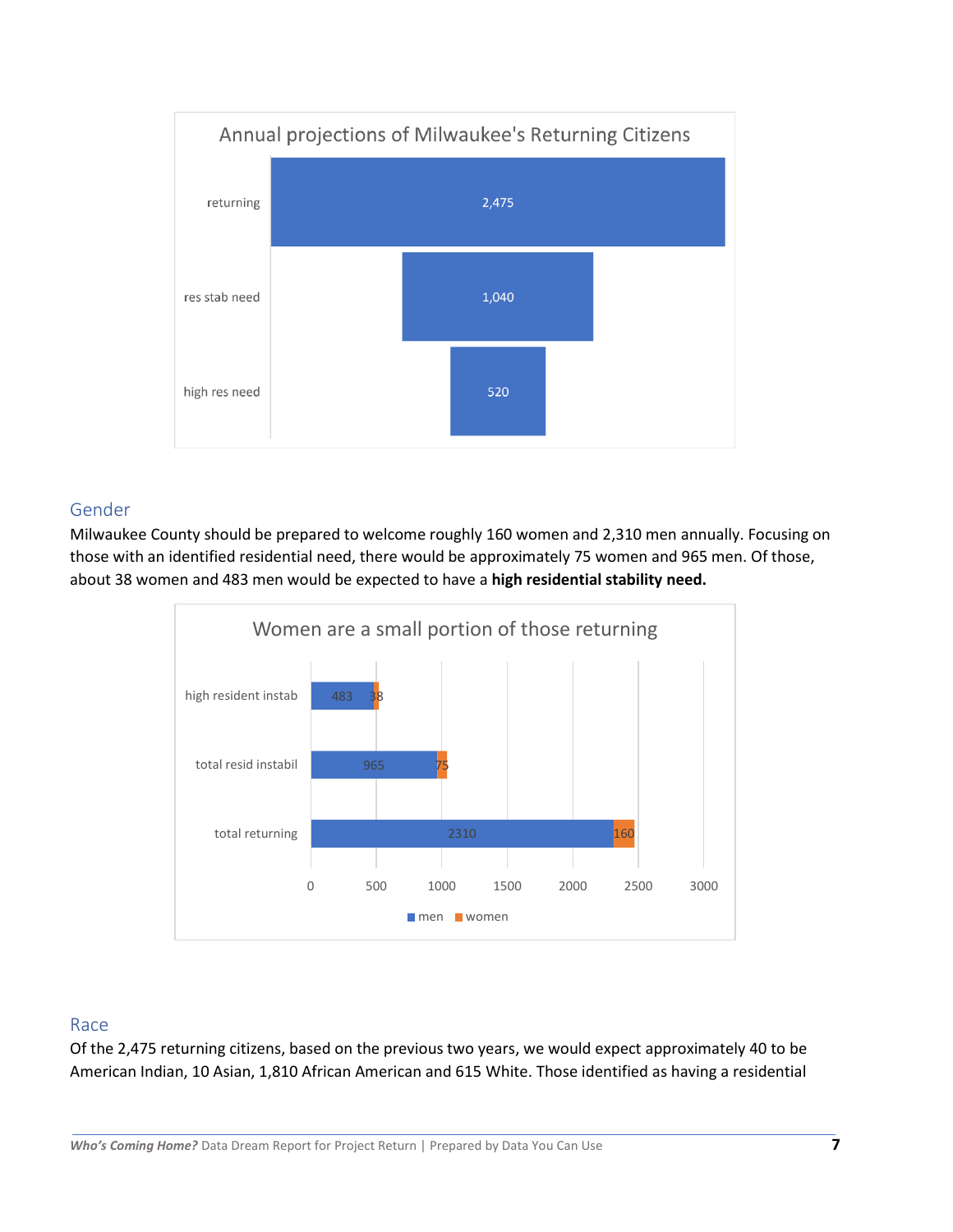Annual projections of Milwaukee's Returning Citizens

| | |
|---|---|
| returning | 2,475 |
| res stab need | 1,040 |
| high res need | 520 |

## Gender

Milwaukee County should be prepared to welcome roughly 160 women and 2,310 men annually. Focusing on those with an identified residential need, there would be approximately 75 women and 965 men. Of those, about 38 women and 483 men would be expected to have a **high residential stability need.**

Women are a small portion of those returning

| | men | women |
|---|---|---|
| high resident instab | 483 | 38 |
| total resid instabil | 965 | 75 |
| total returning | 2310 | 160 |

## Race

Of the 2,475 returning citizens, based on the previous two years, we would expect approximately 40 to be American Indian, 10 Asian, 1,810 African American and 615 White. Those identified as having a residential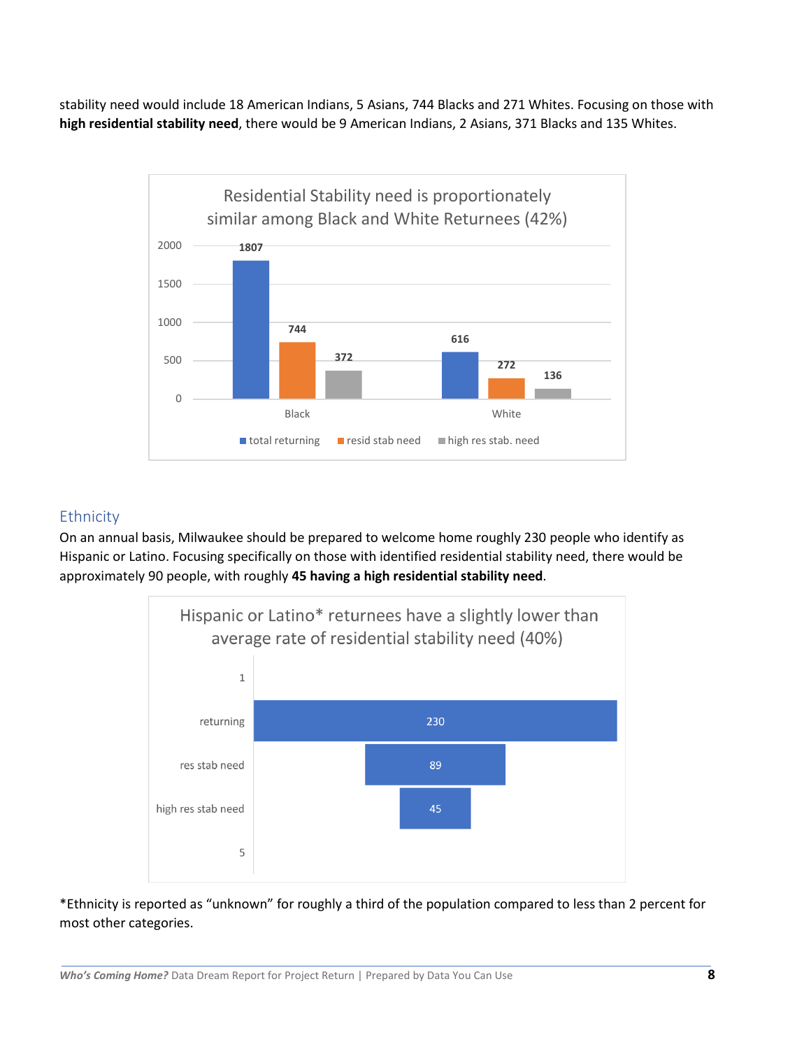stability need would include 18 American Indians, 5 Asians, 744 Blacks and 271 Whites. Focusing on those with **high residential stability need**, there would be 9 American Indians, 2 Asians, 371 Blacks and 135 Whites.

Residential Stability need is proportionately similar among Black and White Returnees (42%)

| | total returning | resid stab need | high res stab. need |
|---|---|---|---|
| Black | 1807 | 744 | 372 |
| White | 616 | 272 | 136 |

## Ethnicity

On an annual basis, Milwaukee should be prepared to welcome home roughly 230 people who identify as Hispanic or Latino. Focusing specifically on those with identified residential stability need, there would be approximately 90 people, with roughly **45 having a high residential stability need**.

Hispanic or Latino* returnees have a slightly lower than average rate of residential stability need (40%)

| | |
|---|---|
| returning | 230 |
| res stab need | 89 |
| high res stab need | 45 |

*Ethnicity is reported as "unknown" for roughly a third of the population compared to less than 2 percent for most other categories.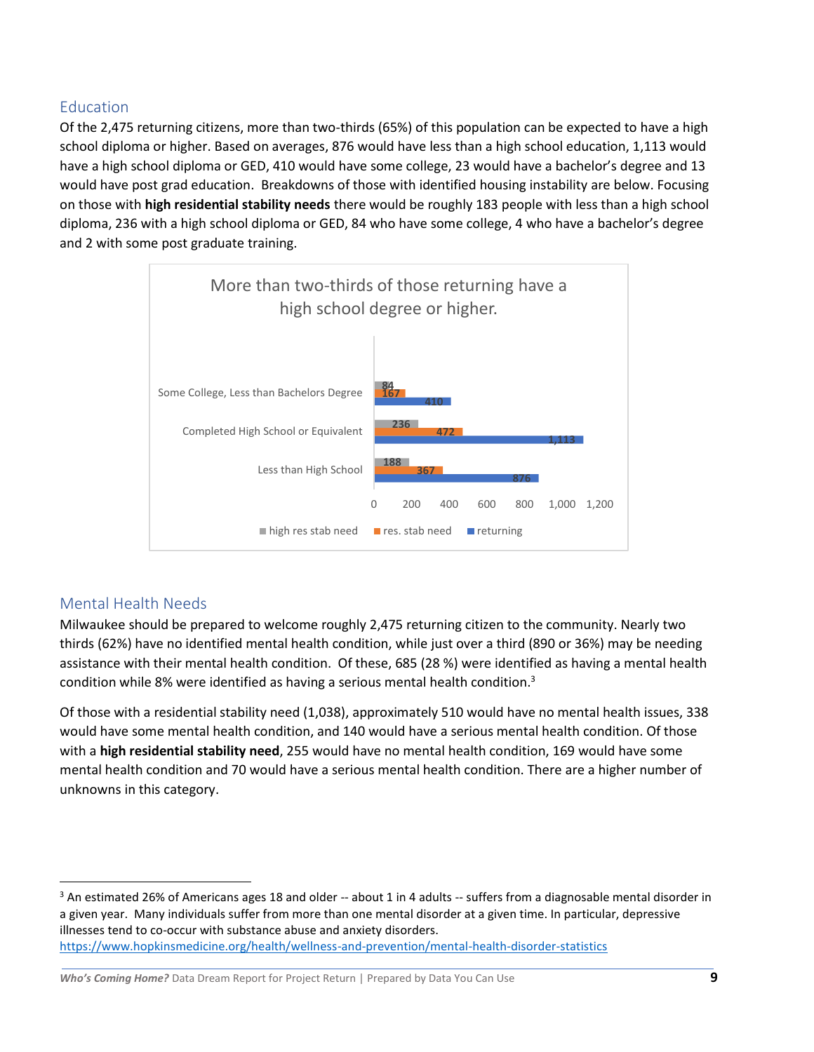## Education

Of the 2,475 returning citizens, more than two-thirds (65%) of this population can be expected to have a high school diploma or higher. Based on averages, 876 would have less than a high school education, 1,113 would have a high school diploma or GED, 410 would have some college, 23 would have a bachelor's degree and 13 would have post grad education. Breakdowns of those with identified housing instability are below. Focusing on those with **high residential stability needs** there would be roughly 183 people with less than a high school diploma, 236 with a high school diploma or GED, 84 who have some college, 4 who have a bachelor's degree and 2 with some post graduate training.

More than two-thirds of those returning have a high school degree or higher.

| | high res stab need | res. stab need | returning |
|---|---|---|---|
| Some College, Less than Bachelors Degree | 84 | 167 | 410 |
| Completed High School or Equivalent | 236 | 472 | 1,113 |
| Less than High School | 188 | 367 | 876 |

## Mental Health Needs

Milwaukee should be prepared to welcome roughly 2,475 returning citizen to the community. Nearly two thirds (62%) have no identified mental health condition, while just over a third (890 or 36%) may be needing assistance with their mental health condition. Of these, 685 (28 %) were identified as having a mental health condition while 8% were identified as having a serious mental health condition.[3]

Of those with a residential stability need (1,038), approximately 510 would have no mental health issues, 338 would have some mental health condition, and 140 would have a serious mental health condition. Of those with a **high residential stability need**, 255 would have no mental health condition, 169 would have some mental health condition and 70 would have a serious mental health condition. There are a higher number of unknowns in this category.

[3] An estimated 26% of Americans ages 18 and older -- about 1 in 4 adults -- suffers from a diagnosable mental disorder in a given year. Many individuals suffer from more than one mental disorder at a given time. In particular, depressive illnesses tend to co-occur with substance abuse and anxiety disorders. https://www.hopkinsmedicine.org/health/wellness-and-prevention/mental-health-disorder-statistics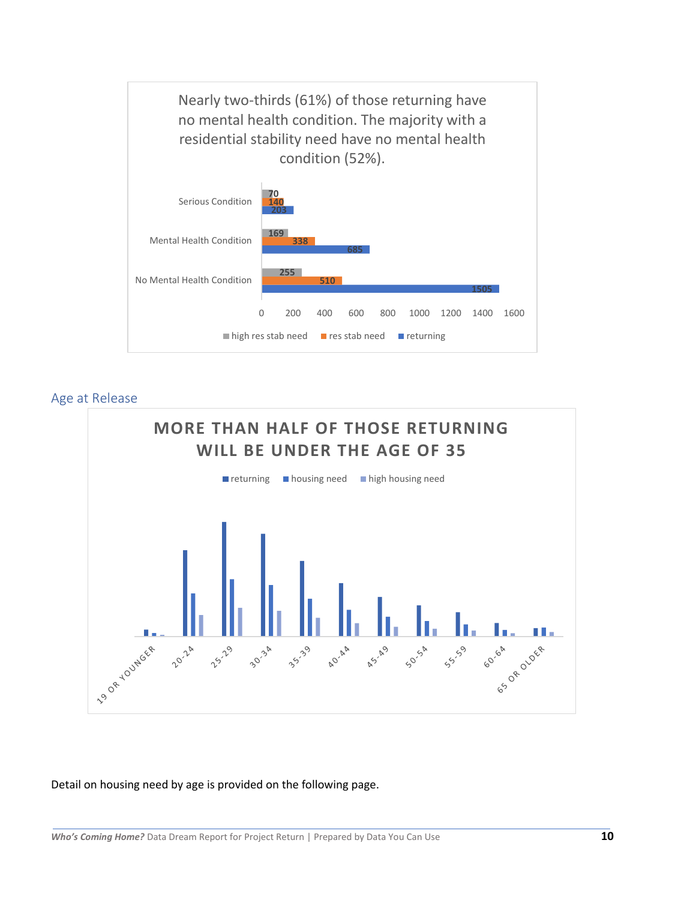Nearly two-thirds (61%) of those returning have no mental health condition. The majority with a residential stability need have no mental health condition (52%).

| | high res stab need | res stab need | returning |
| --- | --- | --- | --- |
| Serious Condition | 70 | 140 | 203 |
| Mental Health Condition | 169 | 338 | 685 |
| No Mental Health Condition | 255 | 510 | 1505 |

## Age at Release

**MORE THAN HALF OF THOSE RETURNING WILL BE UNDER THE AGE OF 35**

Legend: returning, housing need, high housing need

Age groups: 19 OR YOUNGER, 20-24, 25-29, 30-34, 35-39, 40-44, 45-49, 50-54, 55-59, 60-64, 65 OR OLDER

Detail on housing need by age is provided on the following page.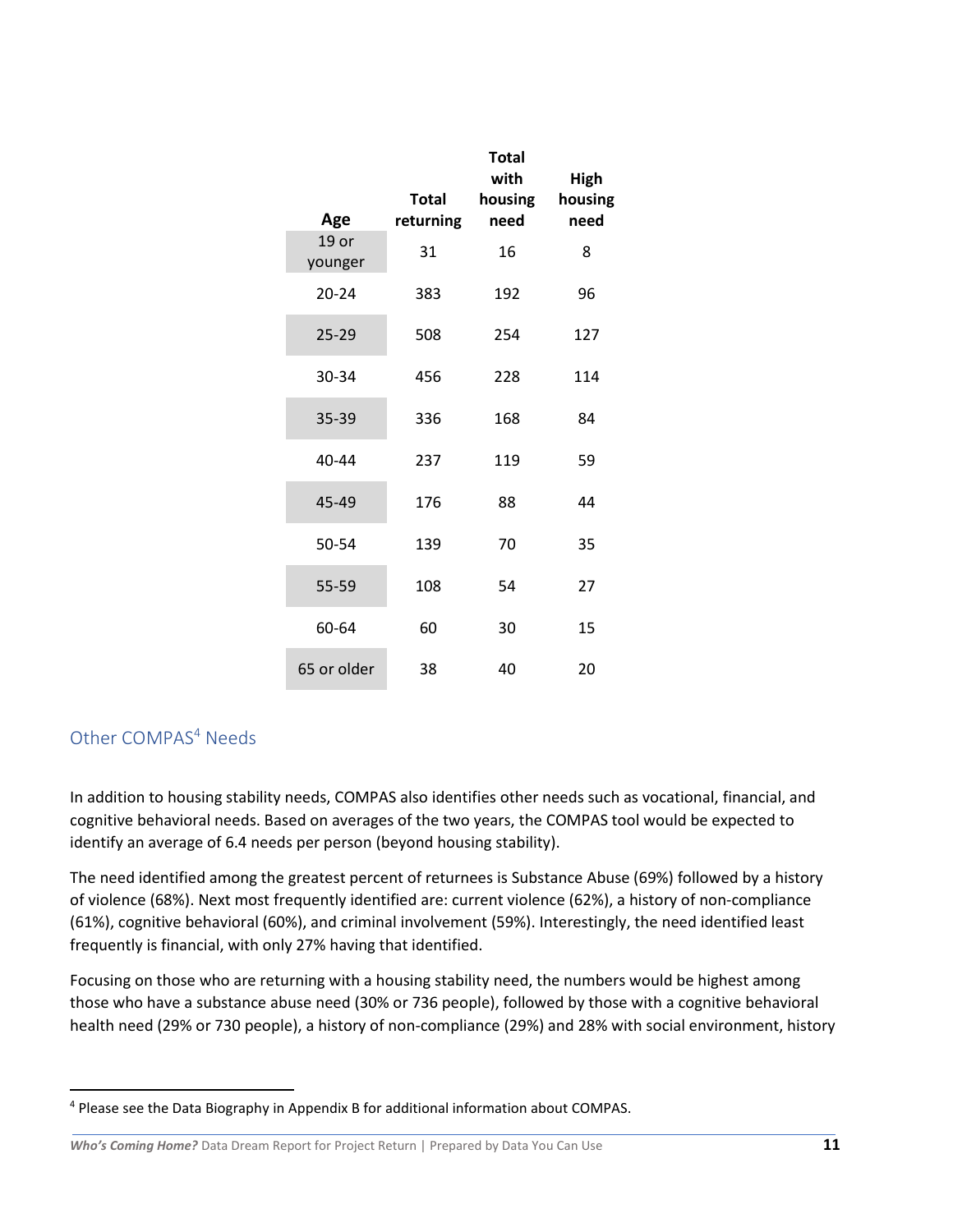| Age | Total returning | Total with housing need | High housing need |
|---|---|---|---|
| 19 or younger | 31 | 16 | 8 |
| 20-24 | 383 | 192 | 96 |
| 25-29 | 508 | 254 | 127 |
| 30-34 | 456 | 228 | 114 |
| 35-39 | 336 | 168 | 84 |
| 40-44 | 237 | 119 | 59 |
| 45-49 | 176 | 88 | 44 |
| 50-54 | 139 | 70 | 35 |
| 55-59 | 108 | 54 | 27 |
| 60-64 | 60 | 30 | 15 |
| 65 or older | 38 | 40 | 20 |

## Other COMPAS[4] Needs

In addition to housing stability needs, COMPAS also identifies other needs such as vocational, financial, and cognitive behavioral needs. Based on averages of the two years, the COMPAS tool would be expected to identify an average of 6.4 needs per person (beyond housing stability).

The need identified among the greatest percent of returnees is Substance Abuse (69%) followed by a history of violence (68%). Next most frequently identified are: current violence (62%), a history of non-compliance (61%), cognitive behavioral (60%), and criminal involvement (59%). Interestingly, the need identified least frequently is financial, with only 27% having that identified.

Focusing on those who are returning with a housing stability need, the numbers would be highest among those who have a substance abuse need (30% or 736 people), followed by those with a cognitive behavioral health need (29% or 730 people), a history of non-compliance (29%) and 28% with social environment, history

[4] Please see the Data Biography in Appendix B for additional information about COMPAS.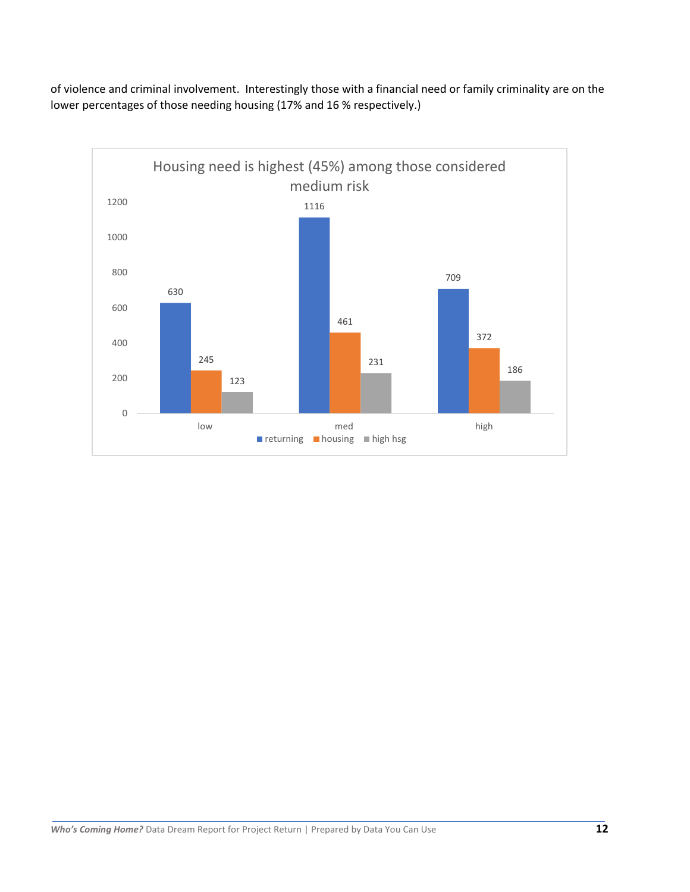of violence and criminal involvement. Interestingly those with a financial need or family criminality are on the lower percentages of those needing housing (17% and 16 % respectively.)

**Housing need is highest (45%) among those considered medium risk**

| | returning | housing | high hsg |
|---|---|---|---|
| low | 630 | 245 | 123 |
| med | 1116 | 461 | 231 |
| high | 709 | 372 | 186 |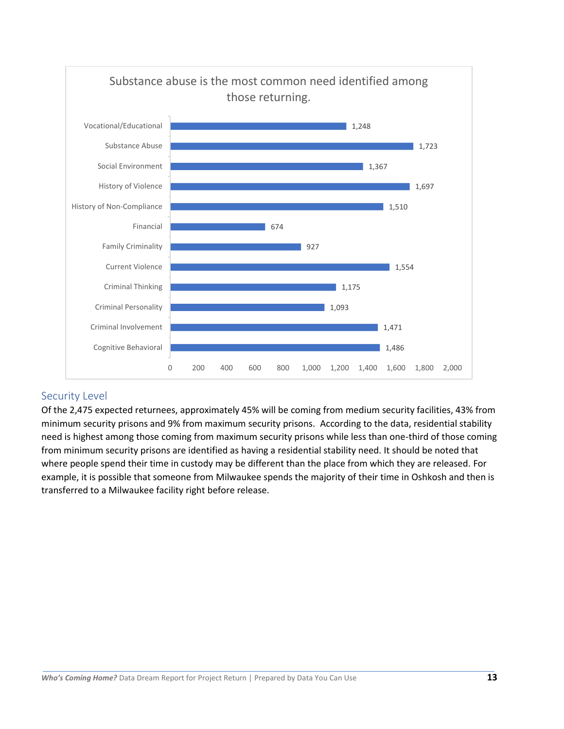**Substance abuse is the most common need identified among those returning.**

| Need | Count |
|---|---|
| Vocational/Educational | 1,248 |
| Substance Abuse | 1,723 |
| Social Environment | 1,367 |
| History of Violence | 1,697 |
| History of Non-Compliance | 1,510 |
| Financial | 674 |
| Family Criminality | 927 |
| Current Violence | 1,554 |
| Criminal Thinking | 1,175 |
| Criminal Personality | 1,093 |
| Criminal Involvement | 1,471 |
| Cognitive Behavioral | 1,486 |

## Security Level

Of the 2,475 expected returnees, approximately 45% will be coming from medium security facilities, 43% from minimum security prisons and 9% from maximum security prisons. According to the data, residential stability need is highest among those coming from maximum security prisons while less than one-third of those coming from minimum security prisons are identified as having a residential stability need. It should be noted that where people spend their time in custody may be different than the place from which they are released. For example, it is possible that someone from Milwaukee spends the majority of their time in Oshkosh and then is transferred to a Milwaukee facility right before release.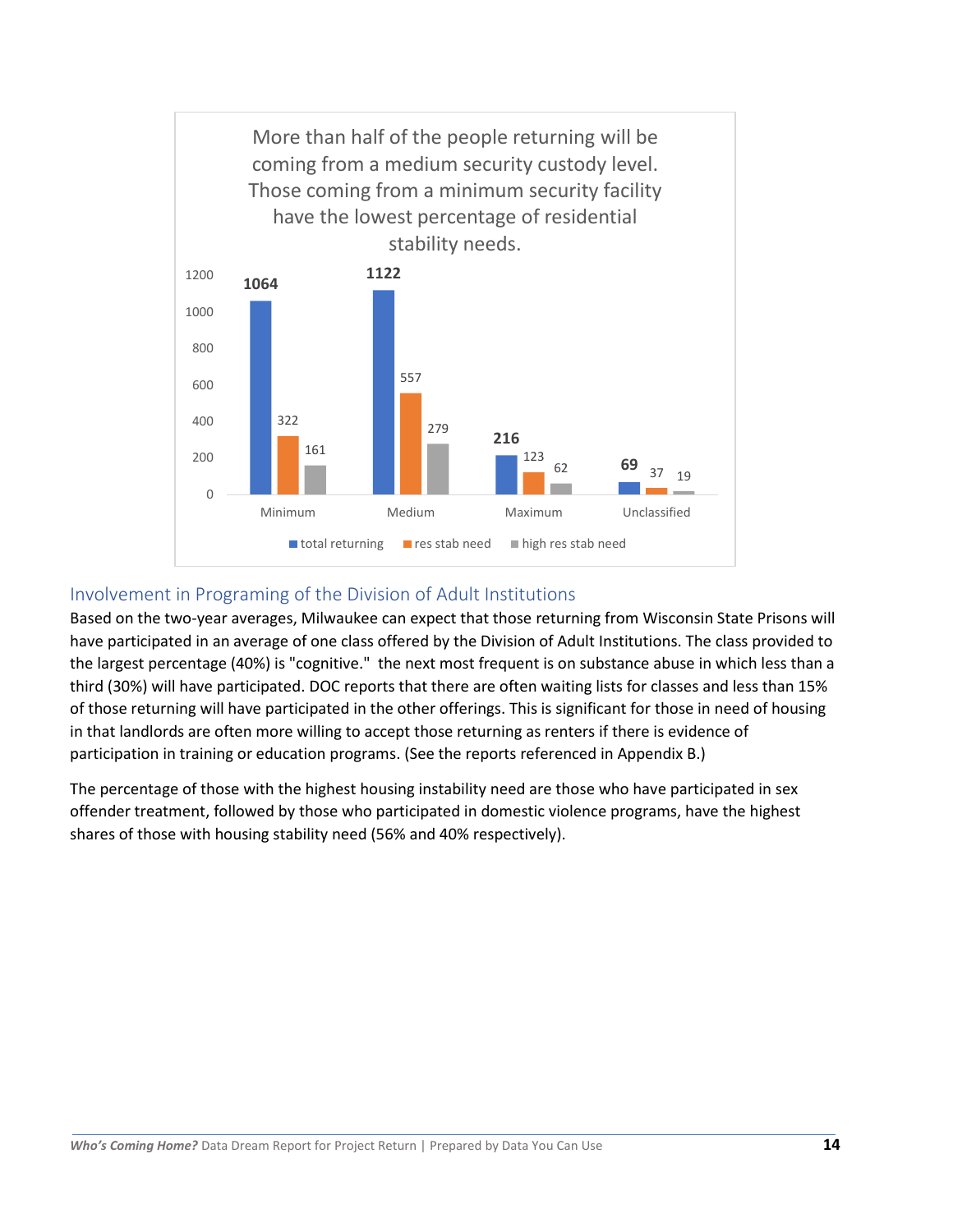More than half of the people returning will be coming from a medium security custody level. Those coming from a minimum security facility have the lowest percentage of residential stability needs.

| | total returning | res stab need | high res stab need |
|---|---|---|---|
| Minimum | 1064 | 322 | 161 |
| Medium | 1122 | 557 | 279 |
| Maximum | 216 | 123 | 62 |
| Unclassified | 69 | 37 | 19 |

## Involvement in Programing of the Division of Adult Institutions

Based on the two-year averages, Milwaukee can expect that those returning from Wisconsin State Prisons will have participated in an average of one class offered by the Division of Adult Institutions. The class provided to the largest percentage (40%) is "cognitive."  the next most frequent is on substance abuse in which less than a third (30%) will have participated. DOC reports that there are often waiting lists for classes and less than 15% of those returning will have participated in the other offerings. This is significant for those in need of housing in that landlords are often more willing to accept those returning as renters if there is evidence of participation in training or education programs. (See the reports referenced in Appendix B.)

The percentage of those with the highest housing instability need are those who have participated in sex offender treatment, followed by those who participated in domestic violence programs, have the highest shares of those with housing stability need (56% and 40% respectively).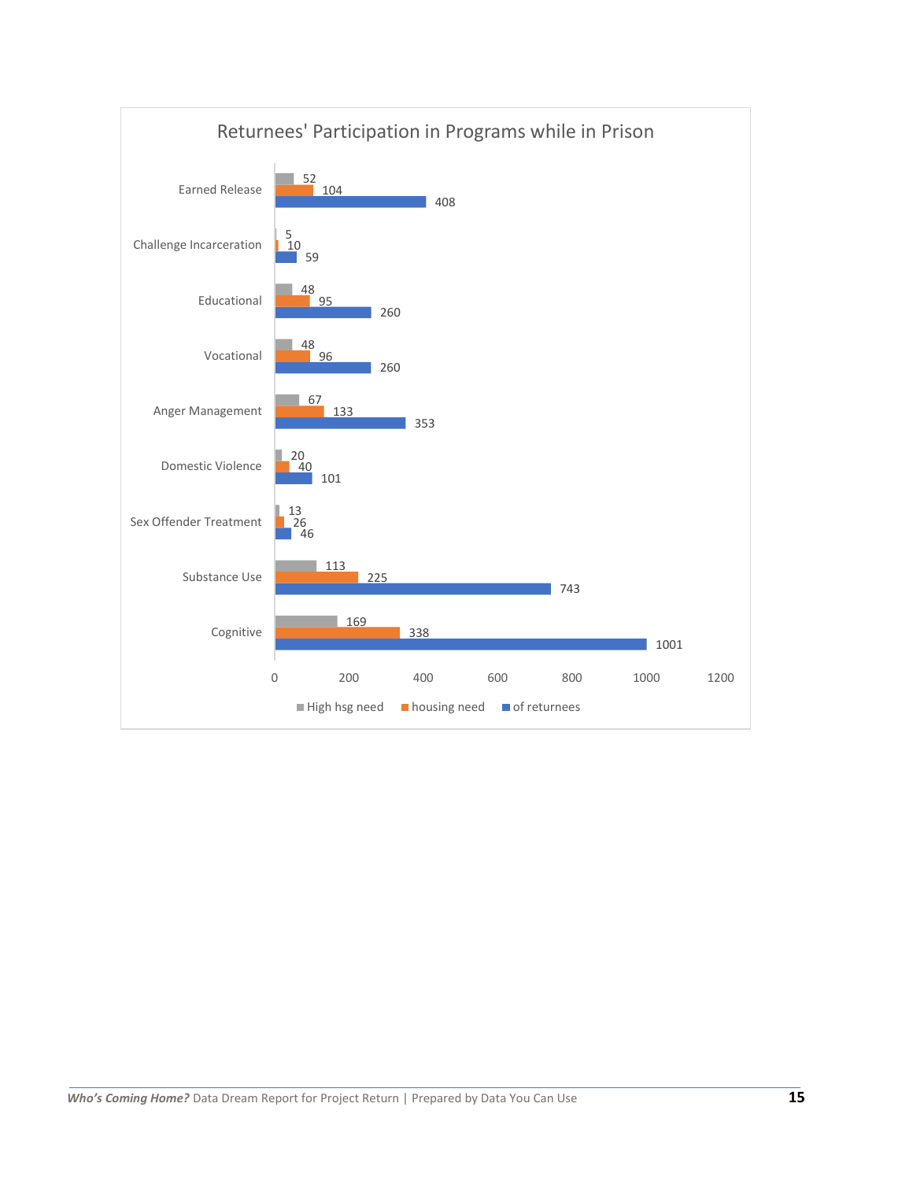## Returnees' Participation in Programs while in Prison

| Program | High hsg need | housing need | of returnees |
| --- | --- | --- | --- |
| Earned Release | 52 | 104 | 408 |
| Challenge Incarceration | 5 | 10 | 59 |
| Educational | 48 | 95 | 260 |
| Vocational | 48 | 96 | 260 |
| Anger Management | 67 | 133 | 353 |
| Domestic Violence | 20 | 40 | 101 |
| Sex Offender Treatment | 13 | 26 | 46 |
| Substance Use | 113 | 225 | 743 |
| Cognitive | 169 | 338 | 1001 |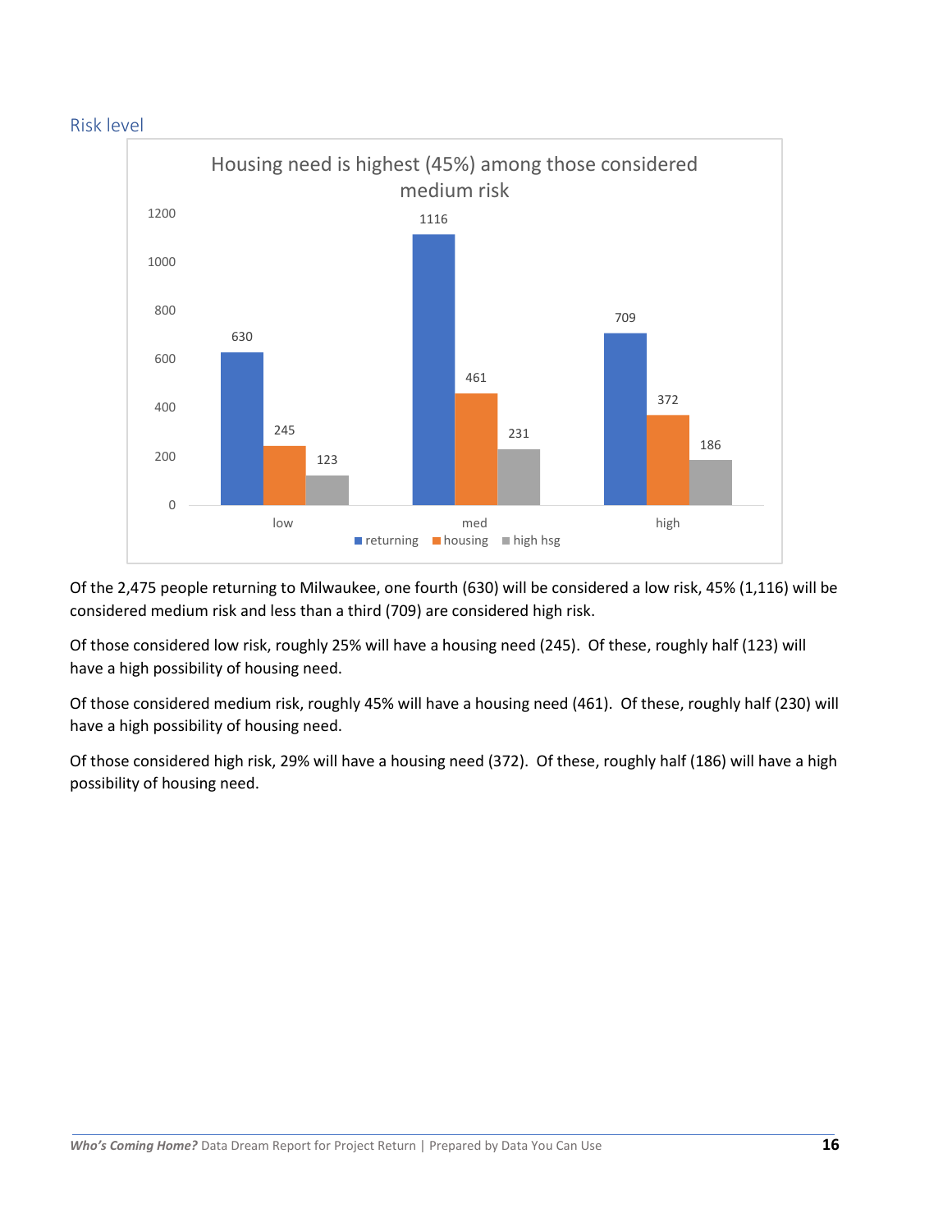## Risk level

**Housing need is highest (45%) among those considered medium risk**

| | returning | housing | high hsg |
|---|---|---|---|
| low | 630 | 245 | 123 |
| med | 1116 | 461 | 231 |
| high | 709 | 372 | 186 |

Of the 2,475 people returning to Milwaukee, one fourth (630) will be considered a low risk, 45% (1,116) will be considered medium risk and less than a third (709) are considered high risk.

Of those considered low risk, roughly 25% will have a housing need (245). Of these, roughly half (123) will have a high possibility of housing need.

Of those considered medium risk, roughly 45% will have a housing need (461). Of these, roughly half (230) will have a high possibility of housing need.

Of those considered high risk, 29% will have a housing need (372). Of these, roughly half (186) will have a high possibility of housing need.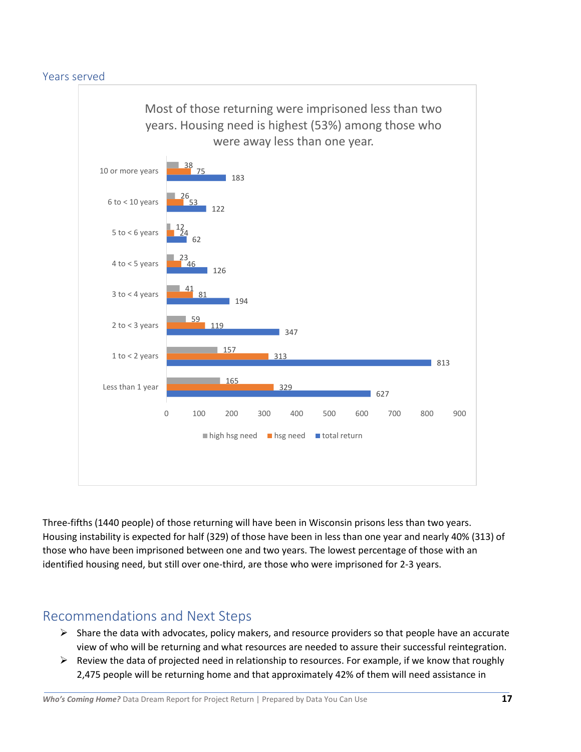## Years served

Most of those returning were imprisoned less than two years. Housing need is highest (53%) among those who were away less than one year.

| Years served | high hsg need | hsg need | total return |
|---|---|---|---|
| 10 or more years | 38 | 75 | 183 |
| 6 to < 10 years | 26 | 53 | 122 |
| 5 to < 6 years | 12 | 24 | 62 |
| 4 to < 5 years | 23 | 46 | 126 |
| 3 to < 4 years | 41 | 81 | 194 |
| 2 to < 3 years | 59 | 119 | 347 |
| 1 to < 2 years | 157 | 313 | 813 |
| Less than 1 year | 165 | 329 | 627 |

Three-fifths (1440 people) of those returning will have been in Wisconsin prisons less than two years. Housing instability is expected for half (329) of those have been in less than one year and nearly 40% (313) of those who have been imprisoned between one and two years. The lowest percentage of those with an identified housing need, but still over one-third, are those who were imprisoned for 2-3 years.

## Recommendations and Next Steps

- Share the data with advocates, policy makers, and resource providers so that people have an accurate view of who will be returning and what resources are needed to assure their successful reintegration.
- Review the data of projected need in relationship to resources. For example, if we know that roughly 2,475 people will be returning home and that approximately 42% of them will need assistance in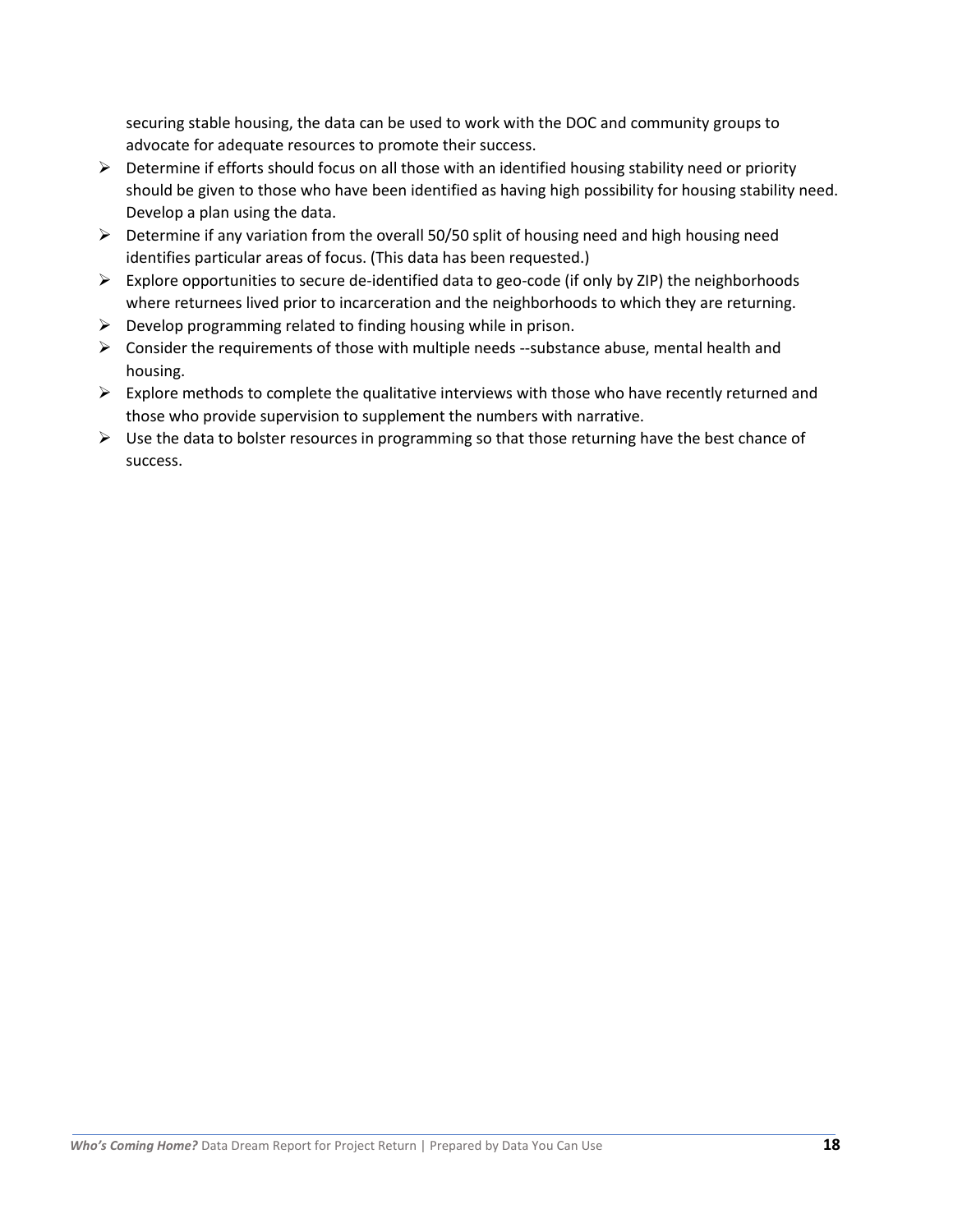securing stable housing, the data can be used to work with the DOC and community groups to advocate for adequate resources to promote their success.

- Determine if efforts should focus on all those with an identified housing stability need or priority should be given to those who have been identified as having high possibility for housing stability need. Develop a plan using the data.
- Determine if any variation from the overall 50/50 split of housing need and high housing need identifies particular areas of focus. (This data has been requested.)
- Explore opportunities to secure de-identified data to geo-code (if only by ZIP) the neighborhoods where returnees lived prior to incarceration and the neighborhoods to which they are returning.
- Develop programming related to finding housing while in prison.
- Consider the requirements of those with multiple needs --substance abuse, mental health and housing.
- Explore methods to complete the qualitative interviews with those who have recently returned and those who provide supervision to supplement the numbers with narrative.
- Use the data to bolster resources in programming so that those returning have the best chance of success.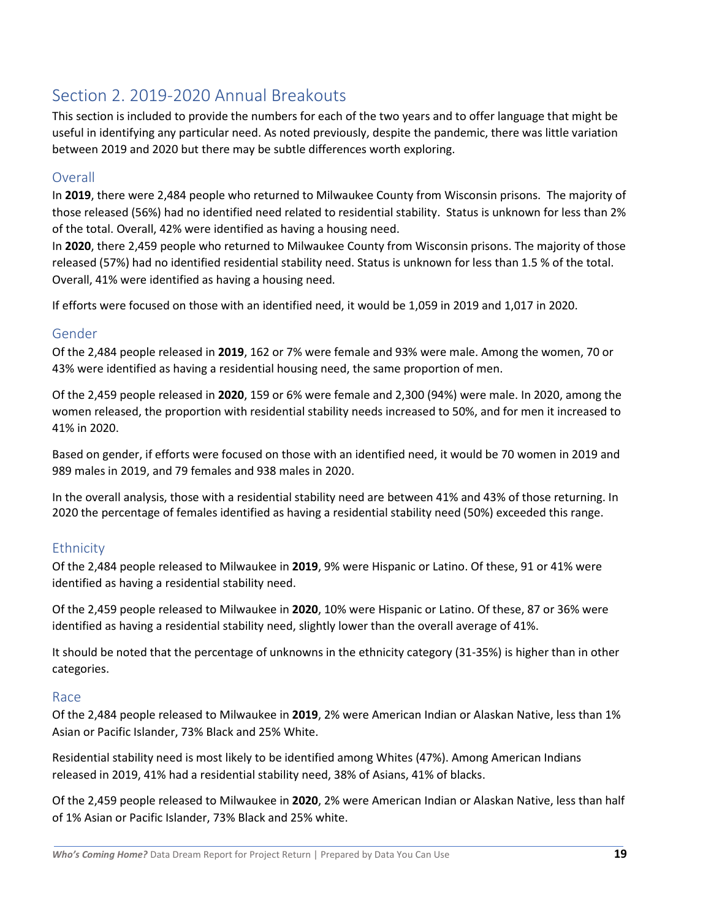## Section 2. 2019-2020 Annual Breakouts

This section is included to provide the numbers for each of the two years and to offer language that might be useful in identifying any particular need. As noted previously, despite the pandemic, there was little variation between 2019 and 2020 but there may be subtle differences worth exploring.

### Overall

In **2019**, there were 2,484 people who returned to Milwaukee County from Wisconsin prisons. The majority of those released (56%) had no identified need related to residential stability. Status is unknown for less than 2% of the total. Overall, 42% were identified as having a housing need.

In **2020**, there 2,459 people who returned to Milwaukee County from Wisconsin prisons. The majority of those released (57%) had no identified residential stability need. Status is unknown for less than 1.5 % of the total. Overall, 41% were identified as having a housing need.

If efforts were focused on those with an identified need, it would be 1,059 in 2019 and 1,017 in 2020.

### Gender

Of the 2,484 people released in **2019**, 162 or 7% were female and 93% were male. Among the women, 70 or 43% were identified as having a residential housing need, the same proportion of men.

Of the 2,459 people released in **2020**, 159 or 6% were female and 2,300 (94%) were male. In 2020, among the women released, the proportion with residential stability needs increased to 50%, and for men it increased to 41% in 2020.

Based on gender, if efforts were focused on those with an identified need, it would be 70 women in 2019 and 989 males in 2019, and 79 females and 938 males in 2020.

In the overall analysis, those with a residential stability need are between 41% and 43% of those returning. In 2020 the percentage of females identified as having a residential stability need (50%) exceeded this range.

### Ethnicity

Of the 2,484 people released to Milwaukee in **2019**, 9% were Hispanic or Latino. Of these, 91 or 41% were identified as having a residential stability need.

Of the 2,459 people released to Milwaukee in **2020**, 10% were Hispanic or Latino. Of these, 87 or 36% were identified as having a residential stability need, slightly lower than the overall average of 41%.

It should be noted that the percentage of unknowns in the ethnicity category (31-35%) is higher than in other categories.

### Race

Of the 2,484 people released to Milwaukee in **2019**, 2% were American Indian or Alaskan Native, less than 1% Asian or Pacific Islander, 73% Black and 25% White.

Residential stability need is most likely to be identified among Whites (47%). Among American Indians released in 2019, 41% had a residential stability need, 38% of Asians, 41% of blacks.

Of the 2,459 people released to Milwaukee in **2020**, 2% were American Indian or Alaskan Native, less than half of 1% Asian or Pacific Islander, 73% Black and 25% white.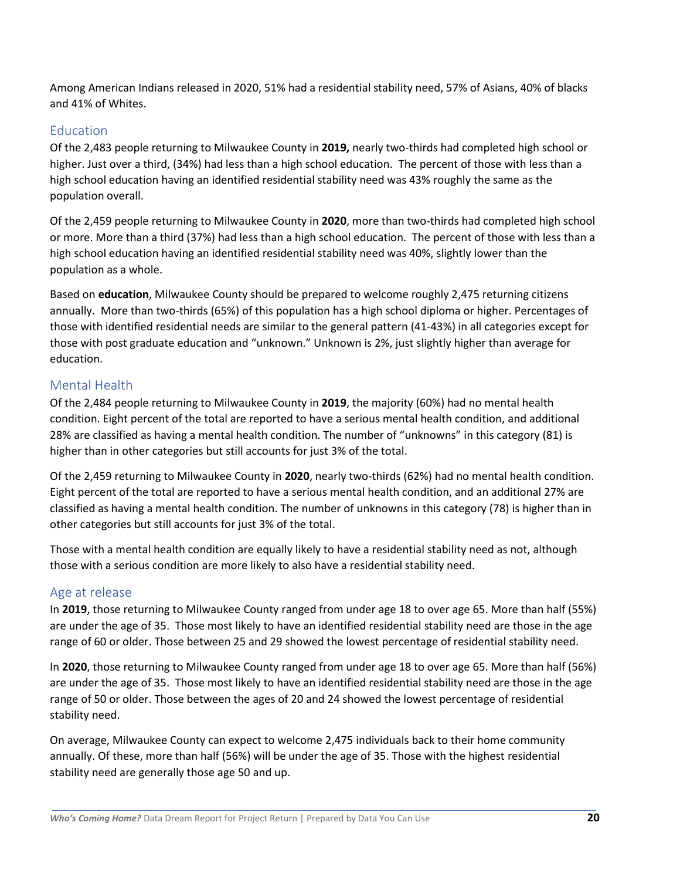Among American Indians released in 2020, 51% had a residential stability need, 57% of Asians, 40% of blacks and 41% of Whites.

## Education

Of the 2,483 people returning to Milwaukee County in **2019,** nearly two-thirds had completed high school or higher. Just over a third, (34%) had less than a high school education. The percent of those with less than a high school education having an identified residential stability need was 43% roughly the same as the population overall.

Of the 2,459 people returning to Milwaukee County in **2020**, more than two-thirds had completed high school or more. More than a third (37%) had less than a high school education. The percent of those with less than a high school education having an identified residential stability need was 40%, slightly lower than the population as a whole.

Based on **education**, Milwaukee County should be prepared to welcome roughly 2,475 returning citizens annually. More than two-thirds (65%) of this population has a high school diploma or higher. Percentages of those with identified residential needs are similar to the general pattern (41-43%) in all categories except for those with post graduate education and "unknown." Unknown is 2%, just slightly higher than average for education.

## Mental Health

Of the 2,484 people returning to Milwaukee County in **2019**, the majority (60%) had no mental health condition. Eight percent of the total are reported to have a serious mental health condition, and additional 28% are classified as having a mental health condition. The number of "unknowns" in this category (81) is higher than in other categories but still accounts for just 3% of the total.

Of the 2,459 returning to Milwaukee County in **2020**, nearly two-thirds (62%) had no mental health condition. Eight percent of the total are reported to have a serious mental health condition, and an additional 27% are classified as having a mental health condition. The number of unknowns in this category (78) is higher than in other categories but still accounts for just 3% of the total.

Those with a mental health condition are equally likely to have a residential stability need as not, although those with a serious condition are more likely to also have a residential stability need.

## Age at release

In **2019**, those returning to Milwaukee County ranged from under age 18 to over age 65. More than half (55%) are under the age of 35. Those most likely to have an identified residential stability need are those in the age range of 60 or older. Those between 25 and 29 showed the lowest percentage of residential stability need.

In **2020**, those returning to Milwaukee County ranged from under age 18 to over age 65. More than half (56%) are under the age of 35. Those most likely to have an identified residential stability need are those in the age range of 50 or older. Those between the ages of 20 and 24 showed the lowest percentage of residential stability need.

On average, Milwaukee County can expect to welcome 2,475 individuals back to their home community annually. Of these, more than half (56%) will be under the age of 35. Those with the highest residential stability need are generally those age 50 and up.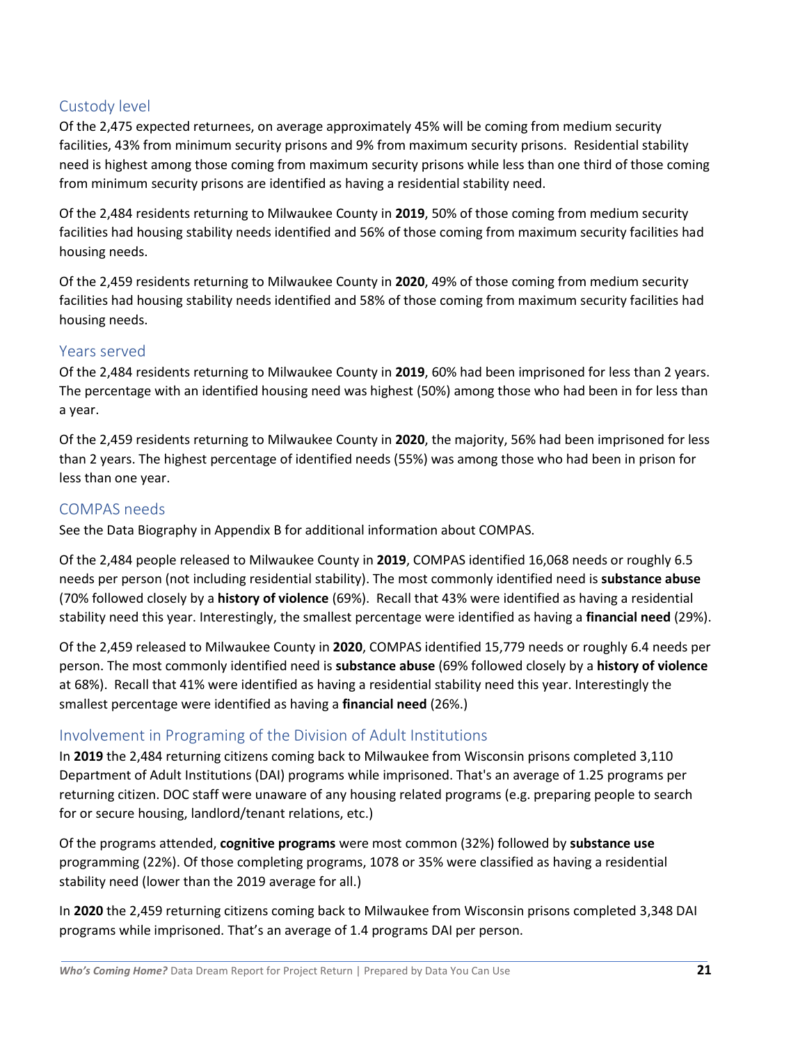## Custody level

Of the 2,475 expected returnees, on average approximately 45% will be coming from medium security facilities, 43% from minimum security prisons and 9% from maximum security prisons. Residential stability need is highest among those coming from maximum security prisons while less than one third of those coming from minimum security prisons are identified as having a residential stability need.

Of the 2,484 residents returning to Milwaukee County in **2019**, 50% of those coming from medium security facilities had housing stability needs identified and 56% of those coming from maximum security facilities had housing needs.

Of the 2,459 residents returning to Milwaukee County in **2020**, 49% of those coming from medium security facilities had housing stability needs identified and 58% of those coming from maximum security facilities had housing needs.

## Years served

Of the 2,484 residents returning to Milwaukee County in **2019**, 60% had been imprisoned for less than 2 years. The percentage with an identified housing need was highest (50%) among those who had been in for less than a year.

Of the 2,459 residents returning to Milwaukee County in **2020**, the majority, 56% had been imprisoned for less than 2 years. The highest percentage of identified needs (55%) was among those who had been in prison for less than one year.

## COMPAS needs

See the Data Biography in Appendix B for additional information about COMPAS.

Of the 2,484 people released to Milwaukee County in **2019**, COMPAS identified 16,068 needs or roughly 6.5 needs per person (not including residential stability). The most commonly identified need is **substance abuse** (70% followed closely by a **history of violence** (69%). Recall that 43% were identified as having a residential stability need this year. Interestingly, the smallest percentage were identified as having a **financial need** (29%).

Of the 2,459 released to Milwaukee County in **2020**, COMPAS identified 15,779 needs or roughly 6.4 needs per person. The most commonly identified need is **substance abuse** (69% followed closely by a **history of violence** at 68%). Recall that 41% were identified as having a residential stability need this year. Interestingly the smallest percentage were identified as having a **financial need** (26%.)

## Involvement in Programing of the Division of Adult Institutions

In **2019** the 2,484 returning citizens coming back to Milwaukee from Wisconsin prisons completed 3,110 Department of Adult Institutions (DAI) programs while imprisoned. That's an average of 1.25 programs per returning citizen. DOC staff were unaware of any housing related programs (e.g. preparing people to search for or secure housing, landlord/tenant relations, etc.)

Of the programs attended, **cognitive programs** were most common (32%) followed by **substance use** programming (22%). Of those completing programs, 1078 or 35% were classified as having a residential stability need (lower than the 2019 average for all.)

In **2020** the 2,459 returning citizens coming back to Milwaukee from Wisconsin prisons completed 3,348 DAI programs while imprisoned. That's an average of 1.4 programs DAI per person.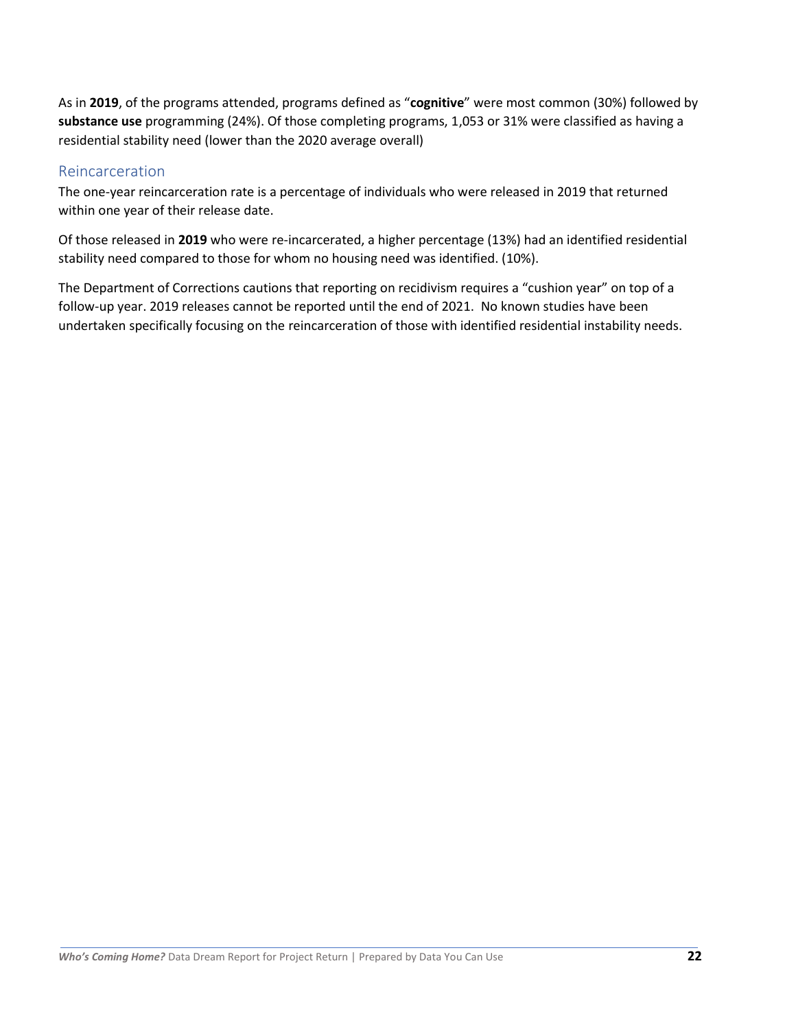As in **2019**, of the programs attended, programs defined as "**cognitive**" were most common (30%) followed by **substance use** programming (24%). Of those completing programs, 1,053 or 31% were classified as having a residential stability need (lower than the 2020 average overall)

## Reincarceration

The one-year reincarceration rate is a percentage of individuals who were released in 2019 that returned within one year of their release date.

Of those released in **2019** who were re-incarcerated, a higher percentage (13%) had an identified residential stability need compared to those for whom no housing need was identified. (10%).

The Department of Corrections cautions that reporting on recidivism requires a "cushion year" on top of a follow-up year. 2019 releases cannot be reported until the end of 2021. No known studies have been undertaken specifically focusing on the reincarceration of those with identified residential instability needs.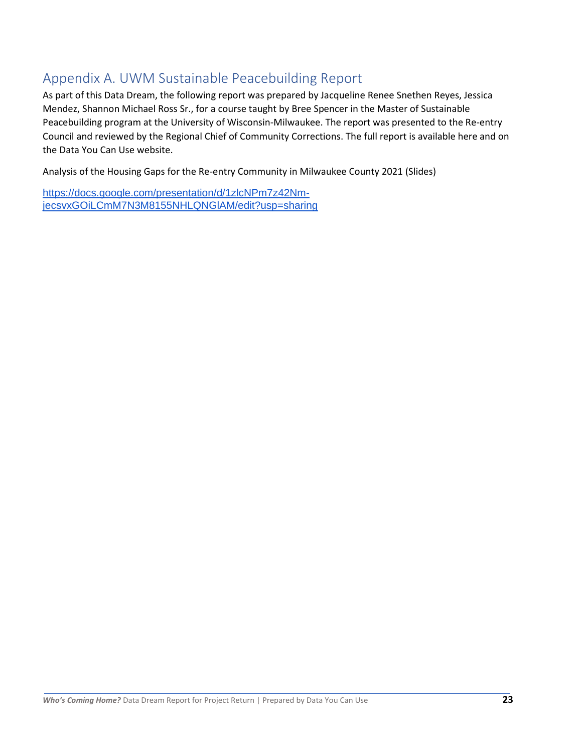## Appendix A. UWM Sustainable Peacebuilding Report

As part of this Data Dream, the following report was prepared by Jacqueline Renee Snethen Reyes, Jessica Mendez, Shannon Michael Ross Sr., for a course taught by Bree Spencer in the Master of Sustainable Peacebuilding program at the University of Wisconsin-Milwaukee. The report was presented to the Re-entry Council and reviewed by the Regional Chief of Community Corrections. The full report is available here and on the Data You Can Use website.

Analysis of the Housing Gaps for the Re-entry Community in Milwaukee County 2021 (Slides)

https://docs.google.com/presentation/d/1zlcNPm7z42Nm-jecsvxGOiLCmM7N3M8155NHLQNGlAM/edit?usp=sharing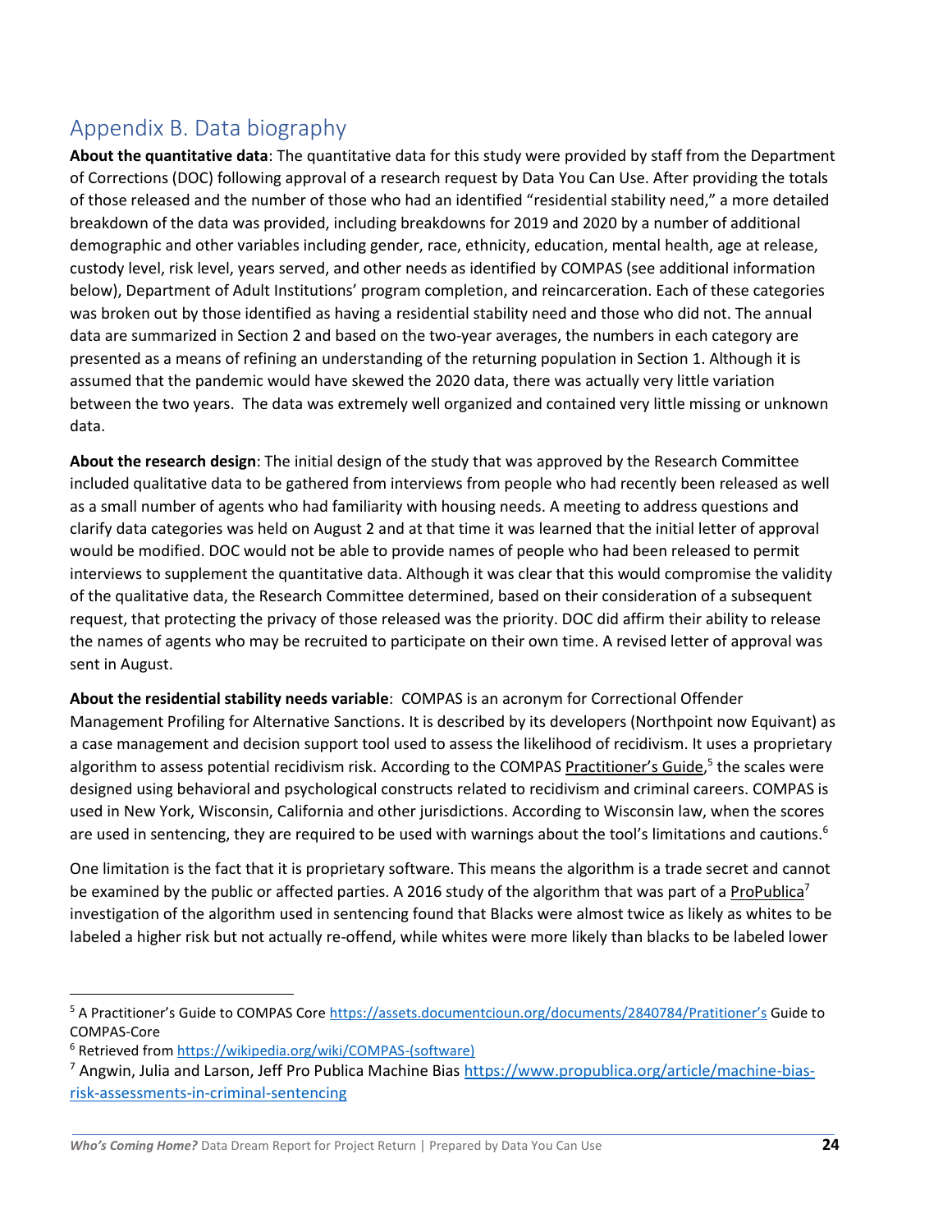## Appendix B. Data biography

**About the quantitative data**: The quantitative data for this study were provided by staff from the Department of Corrections (DOC) following approval of a research request by Data You Can Use. After providing the totals of those released and the number of those who had an identified "residential stability need," a more detailed breakdown of the data was provided, including breakdowns for 2019 and 2020 by a number of additional demographic and other variables including gender, race, ethnicity, education, mental health, age at release, custody level, risk level, years served, and other needs as identified by COMPAS (see additional information below), Department of Adult Institutions' program completion, and reincarceration. Each of these categories was broken out by those identified as having a residential stability need and those who did not. The annual data are summarized in Section 2 and based on the two-year averages, the numbers in each category are presented as a means of refining an understanding of the returning population in Section 1. Although it is assumed that the pandemic would have skewed the 2020 data, there was actually very little variation between the two years. The data was extremely well organized and contained very little missing or unknown data.

**About the research design**: The initial design of the study that was approved by the Research Committee included qualitative data to be gathered from interviews from people who had recently been released as well as a small number of agents who had familiarity with housing needs. A meeting to address questions and clarify data categories was held on August 2 and at that time it was learned that the initial letter of approval would be modified. DOC would not be able to provide names of people who had been released to permit interviews to supplement the quantitative data. Although it was clear that this would compromise the validity of the qualitative data, the Research Committee determined, based on their consideration of a subsequent request, that protecting the privacy of those released was the priority. DOC did affirm their ability to release the names of agents who may be recruited to participate on their own time. A revised letter of approval was sent in August.

**About the residential stability needs variable**: COMPAS is an acronym for Correctional Offender Management Profiling for Alternative Sanctions. It is described by its developers (Northpoint now Equivant) as a case management and decision support tool used to assess the likelihood of recidivism. It uses a proprietary algorithm to assess potential recidivism risk. According to the COMPAS Practitioner's Guide,[5] the scales were designed using behavioral and psychological constructs related to recidivism and criminal careers. COMPAS is used in New York, Wisconsin, California and other jurisdictions. According to Wisconsin law, when the scores are used in sentencing, they are required to be used with warnings about the tool's limitations and cautions.[6]

One limitation is the fact that it is proprietary software. This means the algorithm is a trade secret and cannot be examined by the public or affected parties. A 2016 study of the algorithm that was part of a ProPublica[7] investigation of the algorithm used in sentencing found that Blacks were almost twice as likely as whites to be labeled a higher risk but not actually re-offend, while whites were more likely than blacks to be labeled lower

---

[5] A Practitioner's Guide to COMPAS Core https://assets.documentcioun.org/documents/2840784/Pratitioner's Guide to COMPAS-Core

[6] Retrieved from https://wikipedia.org/wiki/COMPAS-(software)

[7] Angwin, Julia and Larson, Jeff Pro Publica Machine Bias https://www.propublica.org/article/machine-bias-risk-assessments-in-criminal-sentencing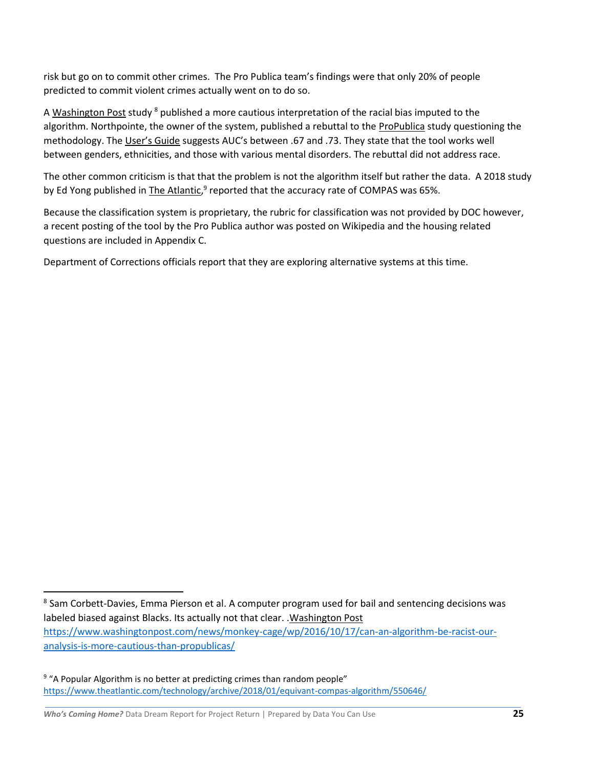risk but go on to commit other crimes. The Pro Publica team's findings were that only 20% of people predicted to commit violent crimes actually went on to do so.

A Washington Post study [8] published a more cautious interpretation of the racial bias imputed to the algorithm. Northpointe, the owner of the system, published a rebuttal to the ProPublica study questioning the methodology. The User's Guide suggests AUC's between .67 and .73. They state that the tool works well between genders, ethnicities, and those with various mental disorders. The rebuttal did not address race.

The other common criticism is that that the problem is not the algorithm itself but rather the data. A 2018 study by Ed Yong published in The Atlantic,[9] reported that the accuracy rate of COMPAS was 65%.

Because the classification system is proprietary, the rubric for classification was not provided by DOC however, a recent posting of the tool by the Pro Publica author was posted on Wikipedia and the housing related questions are included in Appendix C.

Department of Corrections officials report that they are exploring alternative systems at this time.

---

[8] Sam Corbett-Davies, Emma Pierson et al. A computer program used for bail and sentencing decisions was labeled biased against Blacks. Its actually not that clear. .Washington Post https://www.washingtonpost.com/news/monkey-cage/wp/2016/10/17/can-an-algorithm-be-racist-our-analysis-is-more-cautious-than-propublicas/

[9] "A Popular Algorithm is no better at predicting crimes than random people" https://www.theatlantic.com/technology/archive/2018/01/equivant-compas-algorithm/550646/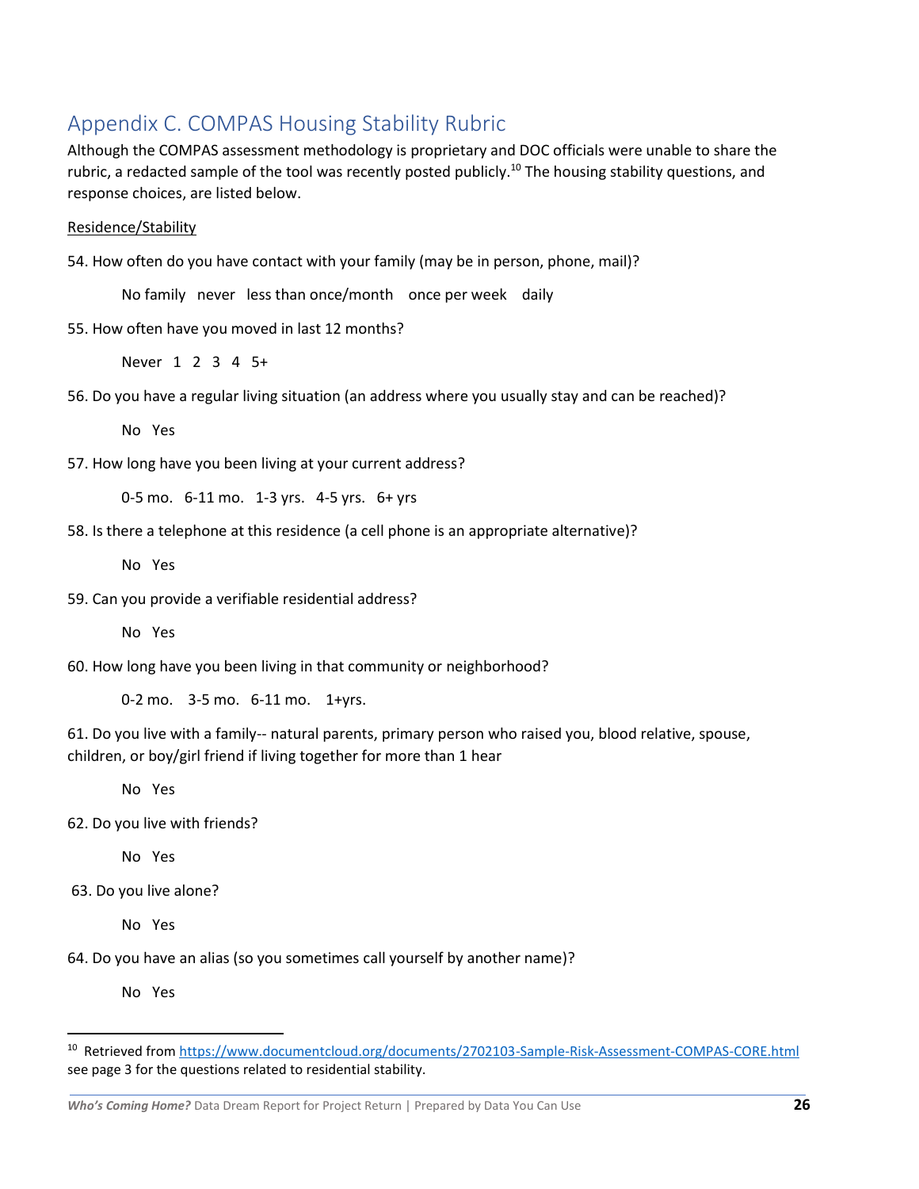## Appendix C. COMPAS Housing Stability Rubric

Although the COMPAS assessment methodology is proprietary and DOC officials were unable to share the rubric, a redacted sample of the tool was recently posted publicly.[10] The housing stability questions, and response choices, are listed below.

Residence/Stability

54. How often do you have contact with your family (may be in person, phone, mail)?

    No family   never   less than once/month   once per week   daily

55. How often have you moved in last 12 months?

    Never   1   2   3   4   5+

56. Do you have a regular living situation (an address where you usually stay and can be reached)?

    No   Yes

57. How long have you been living at your current address?

    0-5 mo.   6-11 mo.   1-3 yrs.   4-5 yrs.   6+ yrs

58. Is there a telephone at this residence (a cell phone is an appropriate alternative)?

    No   Yes

59. Can you provide a verifiable residential address?

    No   Yes

60. How long have you been living in that community or neighborhood?

    0-2 mo.   3-5 mo.   6-11 mo.   1+yrs.

61. Do you live with a family-- natural parents, primary person who raised you, blood relative, spouse, children, or boy/girl friend if living together for more than 1 hear

    No   Yes

62. Do you live with friends?

    No   Yes

63. Do you live alone?

    No   Yes

64. Do you have an alias (so you sometimes call yourself by another name)?

    No   Yes

---

[10] Retrieved from https://www.documentcloud.org/documents/2702103-Sample-Risk-Assessment-COMPAS-CORE.html see page 3 for the questions related to residential stability.